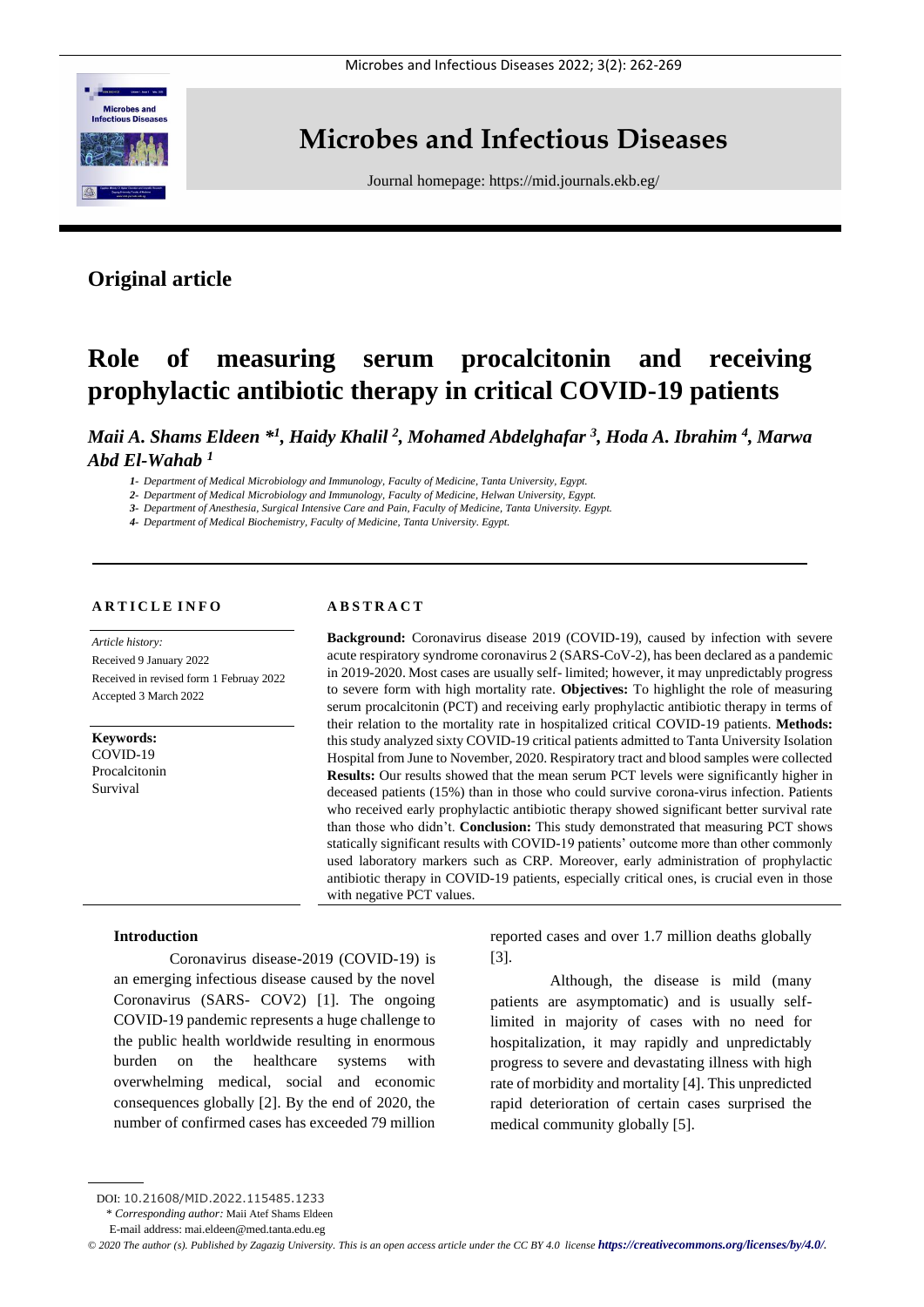# Microbes and Infectious Diseases

Journal homepage: https://mid.journals.ekb.eg/

## Original article

# Role of measuring serum procalcitonin and receiving prophylactic antibiotic therapy in critical COVID-19 patients

***Maii A. Shams Eldeen *[1], Haidy Khalil [2], Mohamed Abdelghafar [3], Hoda A. Ibrahim [4], Marwa Abd El-Wahab [1]***

*1- Department of Medical Microbiology and Immunology, Faculty of Medicine, Tanta University, Egypt.*
*2- Department of Medical Microbiology and Immunology, Faculty of Medicine, Helwan University, Egypt.*
*3- Department of Anesthesia, Surgical Intensive Care and Pain, Faculty of Medicine, Tanta University. Egypt.*
*4- Department of Medical Biochemistry, Faculty of Medicine, Tanta University. Egypt.*

### ARTICLE INFO

*Article history:*
Received 9 January 2022
Received in revised form 1 Februay 2022
Accepted 3 March 2022

**Keywords:**
COVID-19
Procalcitonin
Survival

### ABSTRACT

**Background:** Coronavirus disease 2019 (COVID-19), caused by infection with severe acute respiratory syndrome coronavirus 2 (SARS-CoV-2), has been declared as a pandemic in 2019-2020. Most cases are usually self- limited; however, it may unpredictably progress to severe form with high mortality rate. **Objectives:** To highlight the role of measuring serum procalcitonin (PCT) and receiving early prophylactic antibiotic therapy in terms of their relation to the mortality rate in hospitalized critical COVID-19 patients. **Methods:** this study analyzed sixty COVID-19 critical patients admitted to Tanta University Isolation Hospital from June to November, 2020. Respiratory tract and blood samples were collected **Results:** Our results showed that the mean serum PCT levels were significantly higher in deceased patients (15%) than in those who could survive corona-virus infection. Patients who received early prophylactic antibiotic therapy showed significant better survival rate than those who didn't. **Conclusion:** This study demonstrated that measuring PCT shows statically significant results with COVID-19 patients' outcome more than other commonly used laboratory markers such as CRP. Moreover, early administration of prophylactic antibiotic therapy in COVID-19 patients, especially critical ones, is crucial even in those with negative PCT values.

### Introduction

Coronavirus disease-2019 (COVID-19) is an emerging infectious disease caused by the novel Coronavirus (SARS- COV2) [1]. The ongoing COVID-19 pandemic represents a huge challenge to the public health worldwide resulting in enormous burden on the healthcare systems with overwhelming medical, social and economic consequences globally [2]. By the end of 2020, the number of confirmed cases has exceeded 79 million reported cases and over 1.7 million deaths globally [3].

Although, the disease is mild (many patients are asymptomatic) and is usually self-limited in majority of cases with no need for hospitalization, it may rapidly and unpredictably progress to severe and devastating illness with high rate of morbidity and mortality [4]. This unpredicted rapid deterioration of certain cases surprised the medical community globally [5].

---

DOI: 10.21608/MID.2022.115485.1233
\* *Corresponding author:* Maii Atef Shams Eldeen
E-mail address: mai.eldeen@med.tanta.edu.eg

*© 2020 The author (s). Published by Zagazig University. This is an open access article under the CC BY 4.0 license* ***https://creativecommons.org/licenses/by/4.0/.***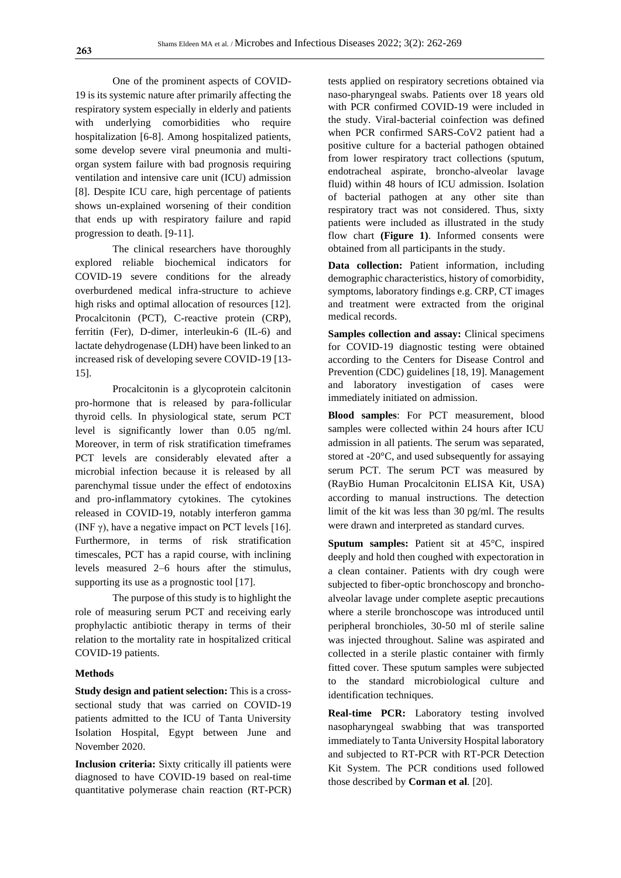One of the prominent aspects of COVID-19 is its systemic nature after primarily affecting the respiratory system especially in elderly and patients with underlying comorbidities who require hospitalization [6-8]. Among hospitalized patients, some develop severe viral pneumonia and multi-organ system failure with bad prognosis requiring ventilation and intensive care unit (ICU) admission [8]. Despite ICU care, high percentage of patients shows un-explained worsening of their condition that ends up with respiratory failure and rapid progression to death. [9-11].

The clinical researchers have thoroughly explored reliable biochemical indicators for COVID-19 severe conditions for the already overburdened medical infra-structure to achieve high risks and optimal allocation of resources [12]. Procalcitonin (PCT), C-reactive protein (CRP), ferritin (Fer), D-dimer, interleukin-6 (IL-6) and lactate dehydrogenase (LDH) have been linked to an increased risk of developing severe COVID-19 [13-15].

Procalcitonin is a glycoprotein calcitonin pro-hormone that is released by para-follicular thyroid cells. In physiological state, serum PCT level is significantly lower than 0.05 ng/ml. Moreover, in term of risk stratification timeframes PCT levels are considerably elevated after a microbial infection because it is released by all parenchymal tissue under the effect of endotoxins and pro-inflammatory cytokines. The cytokines released in COVID-19, notably interferon gamma (INF γ), have a negative impact on PCT levels [16]. Furthermore, in terms of risk stratification timescales, PCT has a rapid course, with inclining levels measured 2–6 hours after the stimulus, supporting its use as a prognostic tool [17].

The purpose of this study is to highlight the role of measuring serum PCT and receiving early prophylactic antibiotic therapy in terms of their relation to the mortality rate in hospitalized critical COVID-19 patients.

## Methods

**Study design and patient selection:** This is a cross-sectional study that was carried on COVID-19 patients admitted to the ICU of Tanta University Isolation Hospital, Egypt between June and November 2020.

**Inclusion criteria:** Sixty critically ill patients were diagnosed to have COVID-19 based on real-time quantitative polymerase chain reaction (RT-PCR) tests applied on respiratory secretions obtained via naso-pharyngeal swabs. Patients over 18 years old with PCR confirmed COVID-19 were included in the study. Viral-bacterial coinfection was defined when PCR confirmed SARS-CoV2 patient had a positive culture for a bacterial pathogen obtained from lower respiratory tract collections (sputum, endotracheal aspirate, broncho-alveolar lavage fluid) within 48 hours of ICU admission. Isolation of bacterial pathogen at any other site than respiratory tract was not considered. Thus, sixty patients were included as illustrated in the study flow chart **(Figure 1)**. Informed consents were obtained from all participants in the study.

**Data collection:** Patient information, including demographic characteristics, history of comorbidity, symptoms, laboratory findings e.g. CRP, CT images and treatment were extracted from the original medical records.

**Samples collection and assay:** Clinical specimens for COVID-19 diagnostic testing were obtained according to the Centers for Disease Control and Prevention (CDC) guidelines [18, 19]. Management and laboratory investigation of cases were immediately initiated on admission.

**Blood samples**: For PCT measurement, blood samples were collected within 24 hours after ICU admission in all patients. The serum was separated, stored at -20°C, and used subsequently for assaying serum PCT. The serum PCT was measured by (RayBio Human Procalcitonin ELISA Kit, USA) according to manual instructions. The detection limit of the kit was less than 30 pg/ml. The results were drawn and interpreted as standard curves.

**Sputum samples:** Patient sit at 45°C, inspired deeply and hold then coughed with expectoration in a clean container. Patients with dry cough were subjected to fiber-optic bronchoscopy and broncho-alveolar lavage under complete aseptic precautions where a sterile bronchoscope was introduced until peripheral bronchioles, 30-50 ml of sterile saline was injected throughout. Saline was aspirated and collected in a sterile plastic container with firmly fitted cover. These sputum samples were subjected to the standard microbiological culture and identification techniques.

**Real-time PCR:** Laboratory testing involved nasopharyngeal swabbing that was transported immediately to Tanta University Hospital laboratory and subjected to RT-PCR with RT-PCR Detection Kit System. The PCR conditions used followed those described by **Corman et al**. [20].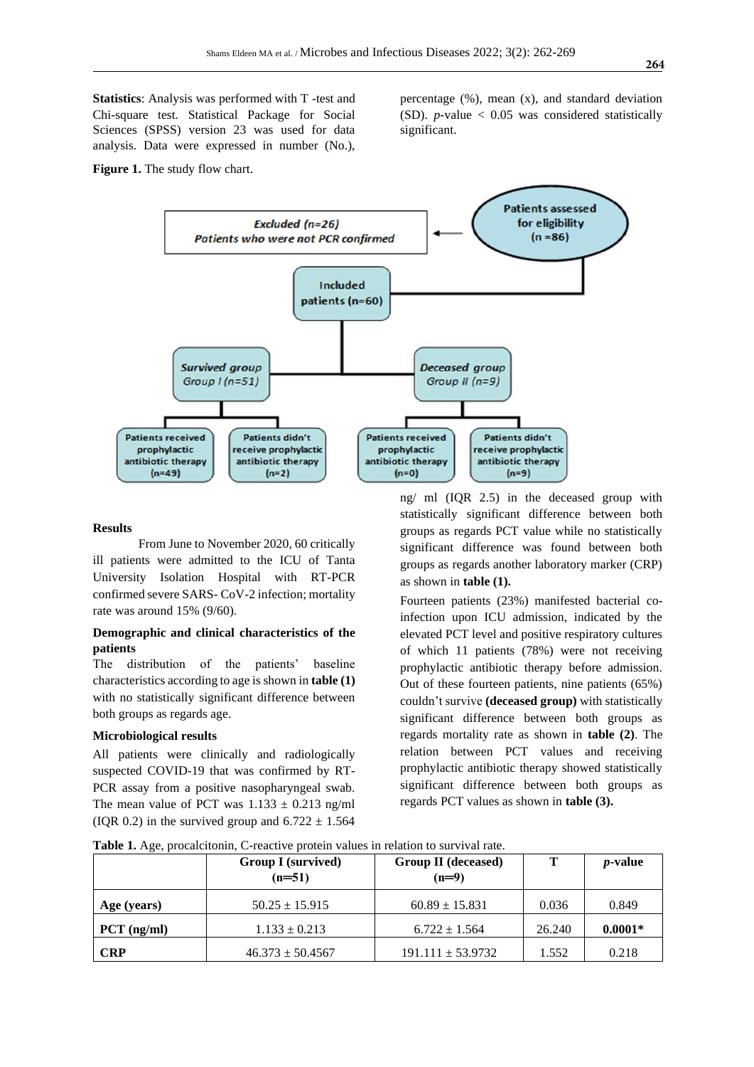**Statistics**: Analysis was performed with T -test and Chi-square test. Statistical Package for Social Sciences (SPSS) version 23 was used for data analysis. Data were expressed in number (No.), percentage (%), mean (x), and standard deviation (SD). *p*-value < 0.05 was considered statistically significant.

**Figure 1.** The study flow chart.

Patients assessed for eligibility (n =86)

Excluded (n=26) Patients who were not PCR confirmed

Included patients (n=60)

Survived group Group I (n=51)

Deceased group Group II (n=9)

Patients received prophylactic antibiotic therapy (n=49)

Patients didn't receive prophylactic antibiotic therapy (n=2)

Patients received prophylactic antibiotic therapy (n=0)

Patients didn't receive prophylactic antibiotic therapy (n=9)

**Results**

From June to November 2020, 60 critically ill patients were admitted to the ICU of Tanta University Isolation Hospital with RT-PCR confirmed severe SARS- CoV-2 infection; mortality rate was around 15% (9/60).

**Demographic and clinical characteristics of the patients**

The distribution of the patients' baseline characteristics according to age is shown in **table (1)** with no statistically significant difference between both groups as regards age.

**Microbiological results**

All patients were clinically and radiologically suspected COVID-19 that was confirmed by RT-PCR assay from a positive nasopharyngeal swab. The mean value of PCT was 1.133 ± 0.213 ng/ml (IQR 0.2) in the survived group and 6.722 ± 1.564 ng/ ml (IQR 2.5) in the deceased group with statistically significant difference between both groups as regards PCT value while no statistically significant difference was found between both groups as regards another laboratory marker (CRP) as shown in **table (1).**

Fourteen patients (23%) manifested bacterial co-infection upon ICU admission, indicated by the elevated PCT level and positive respiratory cultures of which 11 patients (78%) were not receiving prophylactic antibiotic therapy before admission. Out of these fourteen patients, nine patients (65%) couldn't survive **(deceased group)** with statistically significant difference between both groups as regards mortality rate as shown in **table (2)**. The relation between PCT values and receiving prophylactic antibiotic therapy showed statistically significant difference between both groups as regards PCT values as shown in **table (3).**

**Table 1.** Age, procalcitonin, C-reactive protein values in relation to survival rate.

| | Group I (survived) (n=51) | Group II (deceased) (n=9) | T | *p*-value |
|---|---|---|---|---|
| **Age (years)** | 50.25 ± 15.915 | 60.89 ± 15.831 | 0.036 | 0.849 |
| **PCT (ng/ml)** | 1.133 ± 0.213 | 6.722 ± 1.564 | 26.240 | **0.0001*** |
| **CRP** | 46.373 ± 50.4567 | 191.111 ± 53.9732 | 1.552 | 0.218 |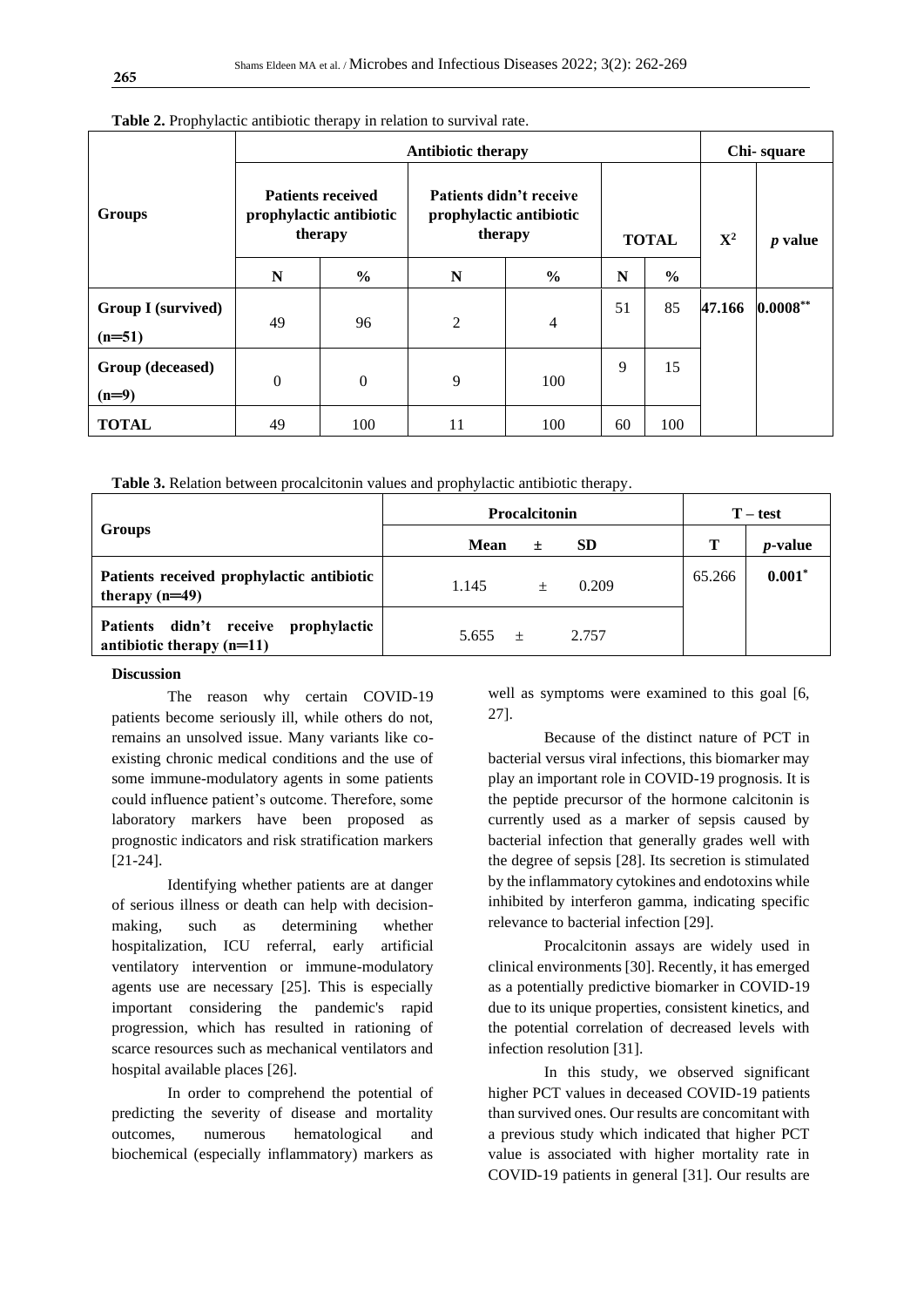**Table 2.** Prophylactic antibiotic therapy in relation to survival rate.

| Groups | Antibiotic therapy | | | | | | Chi- square | |
|---|---|---|---|---|---|---|---|---|
| | Patients received prophylactic antibiotic therapy | | Patients didn't receive prophylactic antibiotic therapy | | TOTAL | | $X^2$ | *p* value |
| | N | % | N | % | N | % | | |
| **Group I (survived) (n=51)** | 49 | 96 | 2 | 4 | 51 | 85 | **47.166** | **0.0008**** |
| **Group (deceased) (n=9)** | 0 | 0 | 9 | 100 | 9 | 15 | | |
| **TOTAL** | 49 | 100 | 11 | 100 | 60 | 100 | | |

**Table 3.** Relation between procalcitonin values and prophylactic antibiotic therapy.

| Groups | Procalcitonin | T – test | |
|---|---|---|---|
| | **Mean ± SD** | **T** | ***p*-value** |
| **Patients received prophylactic antibiotic therapy (n=49)** | 1.145 ± 0.209 | 65.266 | **0.001*** |
| **Patients didn't receive prophylactic antibiotic therapy (n=11)** | 5.655 ± 2.757 | | |

**Discussion**

The reason why certain COVID-19 patients become seriously ill, while others do not, remains an unsolved issue. Many variants like co-existing chronic medical conditions and the use of some immune-modulatory agents in some patients could influence patient's outcome. Therefore, some laboratory markers have been proposed as prognostic indicators and risk stratification markers [21-24].

Identifying whether patients are at danger of serious illness or death can help with decision-making, such as determining whether hospitalization, ICU referral, early artificial ventilatory intervention or immune-modulatory agents use are necessary [25]. This is especially important considering the pandemic's rapid progression, which has resulted in rationing of scarce resources such as mechanical ventilators and hospital available places [26].

In order to comprehend the potential of predicting the severity of disease and mortality outcomes, numerous hematological and biochemical (especially inflammatory) markers as well as symptoms were examined to this goal [6, 27].

Because of the distinct nature of PCT in bacterial versus viral infections, this biomarker may play an important role in COVID-19 prognosis. It is the peptide precursor of the hormone calcitonin is currently used as a marker of sepsis caused by bacterial infection that generally grades well with the degree of sepsis [28]. Its secretion is stimulated by the inflammatory cytokines and endotoxins while inhibited by interferon gamma, indicating specific relevance to bacterial infection [29].

Procalcitonin assays are widely used in clinical environments [30]. Recently, it has emerged as a potentially predictive biomarker in COVID-19 due to its unique properties, consistent kinetics, and the potential correlation of decreased levels with infection resolution [31].

In this study, we observed significant higher PCT values in deceased COVID-19 patients than survived ones. Our results are concomitant with a previous study which indicated that higher PCT value is associated with higher mortality rate in COVID-19 patients in general [31]. Our results are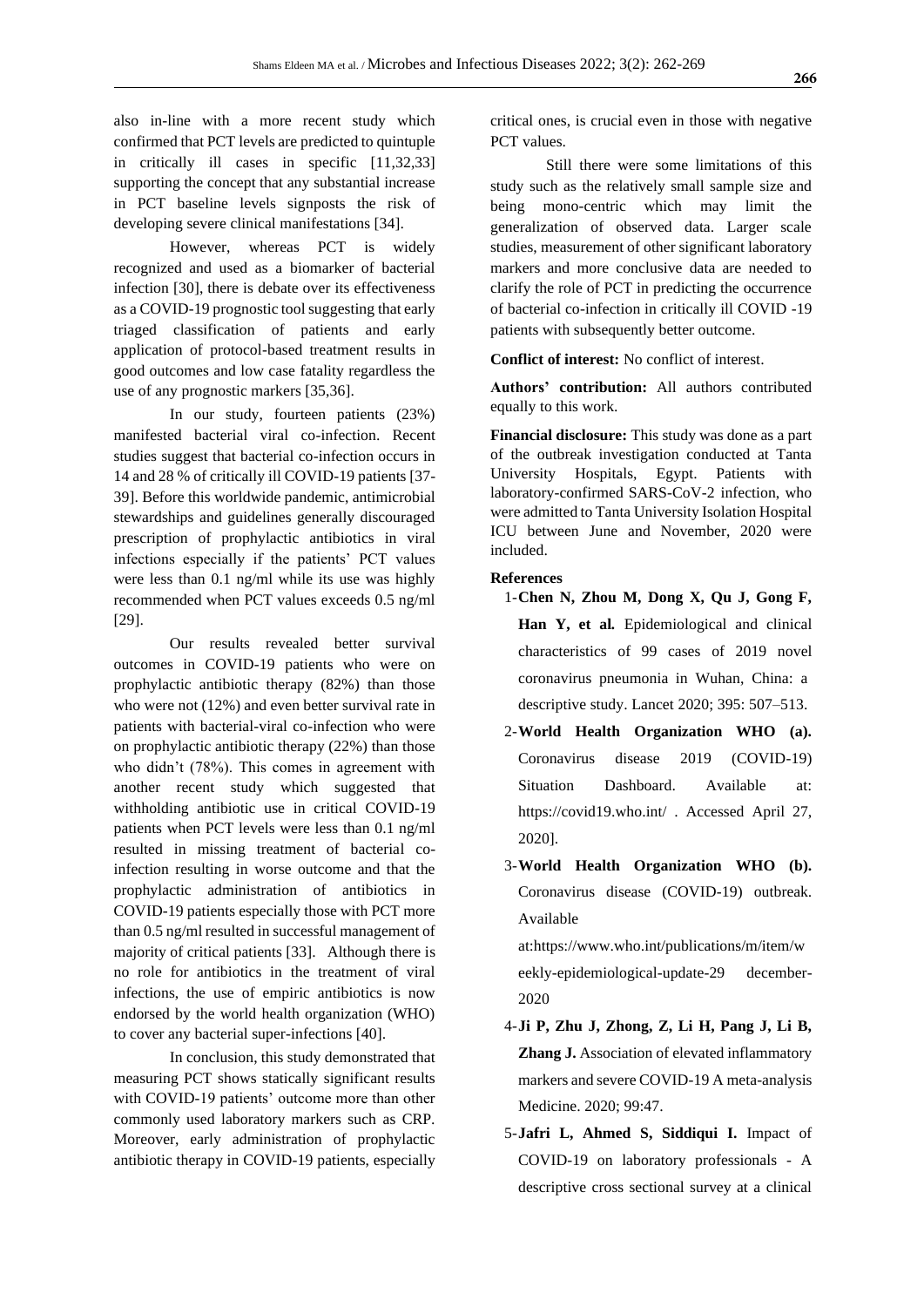also in-line with a more recent study which confirmed that PCT levels are predicted to quintuple in critically ill cases in specific [11,32,33] supporting the concept that any substantial increase in PCT baseline levels signposts the risk of developing severe clinical manifestations [34].

However, whereas PCT is widely recognized and used as a biomarker of bacterial infection [30], there is debate over its effectiveness as a COVID-19 prognostic tool suggesting that early triaged classification of patients and early application of protocol-based treatment results in good outcomes and low case fatality regardless the use of any prognostic markers [35,36].

In our study, fourteen patients (23%) manifested bacterial viral co-infection. Recent studies suggest that bacterial co-infection occurs in 14 and 28 % of critically ill COVID-19 patients [37-39]. Before this worldwide pandemic, antimicrobial stewardships and guidelines generally discouraged prescription of prophylactic antibiotics in viral infections especially if the patients' PCT values were less than 0.1 ng/ml while its use was highly recommended when PCT values exceeds 0.5 ng/ml [29].

Our results revealed better survival outcomes in COVID-19 patients who were on prophylactic antibiotic therapy (82%) than those who were not (12%) and even better survival rate in patients with bacterial-viral co-infection who were on prophylactic antibiotic therapy (22%) than those who didn't (78%). This comes in agreement with another recent study which suggested that withholding antibiotic use in critical COVID-19 patients when PCT levels were less than 0.1 ng/ml resulted in missing treatment of bacterial co-infection resulting in worse outcome and that the prophylactic administration of antibiotics in COVID-19 patients especially those with PCT more than 0.5 ng/ml resulted in successful management of majority of critical patients [33]. Although there is no role for antibiotics in the treatment of viral infections, the use of empiric antibiotics is now endorsed by the world health organization (WHO) to cover any bacterial super-infections [40].

In conclusion, this study demonstrated that measuring PCT shows statically significant results with COVID-19 patients' outcome more than other commonly used laboratory markers such as CRP. Moreover, early administration of prophylactic antibiotic therapy in COVID-19 patients, especially critical ones, is crucial even in those with negative PCT values.

Still there were some limitations of this study such as the relatively small sample size and being mono-centric which may limit the generalization of observed data. Larger scale studies, measurement of other significant laboratory markers and more conclusive data are needed to clarify the role of PCT in predicting the occurrence of bacterial co-infection in critically ill COVID -19 patients with subsequently better outcome.

**Conflict of interest:** No conflict of interest.

**Authors' contribution:** All authors contributed equally to this work.

**Financial disclosure:** This study was done as a part of the outbreak investigation conducted at Tanta University Hospitals, Egypt. Patients with laboratory-confirmed SARS-CoV-2 infection, who were admitted to Tanta University Isolation Hospital ICU between June and November, 2020 were included.

**References**

1- **Chen N, Zhou M, Dong X, Qu J, Gong F, Han Y, et al.** Epidemiological and clinical characteristics of 99 cases of 2019 novel coronavirus pneumonia in Wuhan, China: a descriptive study. Lancet 2020; 395: 507–513.

2- **World Health Organization WHO (a).** Coronavirus disease 2019 (COVID-19) Situation Dashboard. Available at: https://covid19.who.int/ . Accessed April 27, 2020].

3- **World Health Organization WHO (b).** Coronavirus disease (COVID-19) outbreak. Available at:https://www.who.int/publications/m/item/weekly-epidemiological-update-29 december-2020

4- **Ji P, Zhu J, Zhong, Z, Li H, Pang J, Li B, Zhang J.** Association of elevated inflammatory markers and severe COVID-19 A meta-analysis Medicine. 2020; 99:47.

5- **Jafri L, Ahmed S, Siddiqui I.** Impact of COVID-19 on laboratory professionals - A descriptive cross sectional survey at a clinical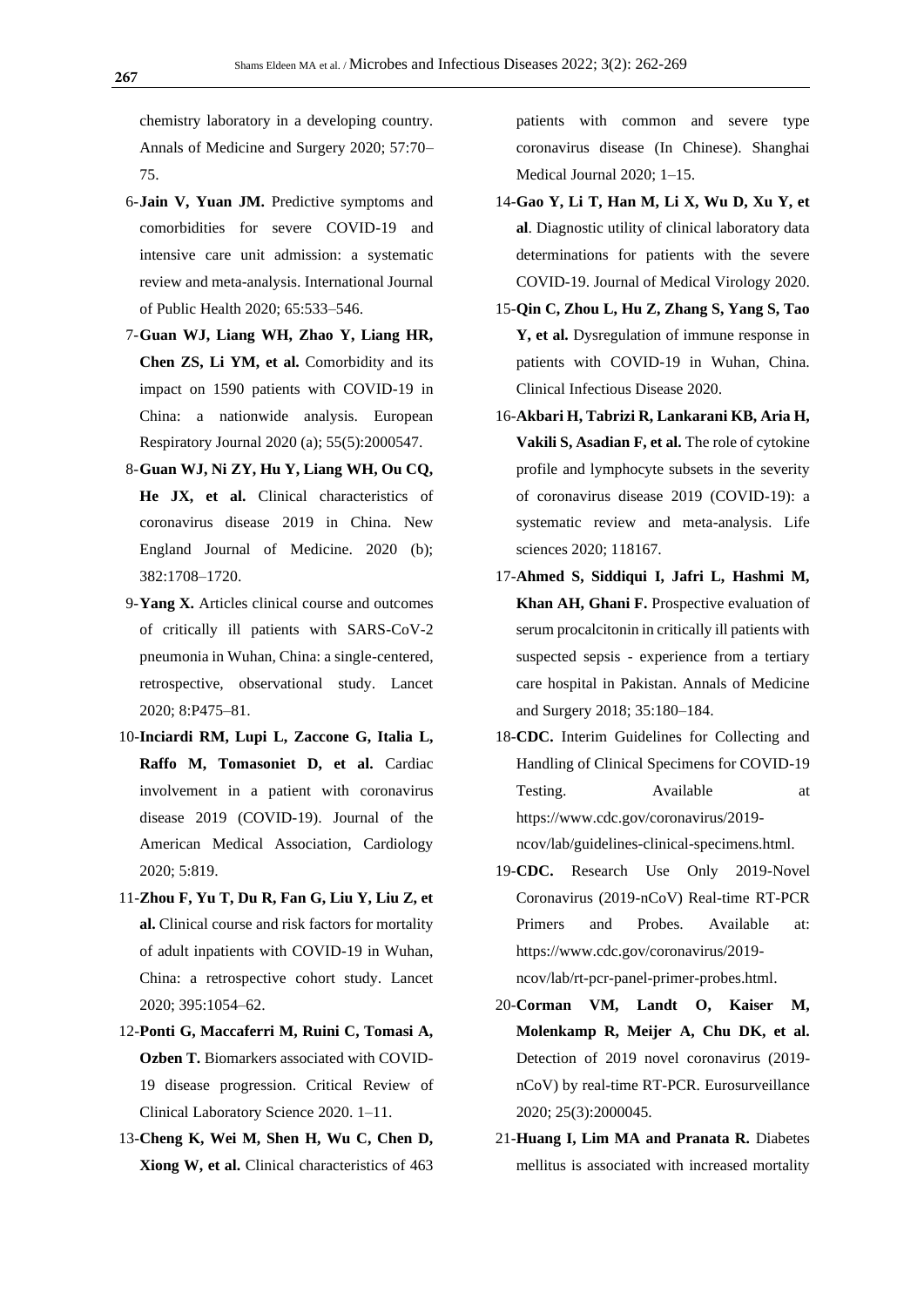chemistry laboratory in a developing country. Annals of Medicine and Surgery 2020; 57:70–75.

6-**Jain V, Yuan JM.** Predictive symptoms and comorbidities for severe COVID-19 and intensive care unit admission: a systematic review and meta-analysis. International Journal of Public Health 2020; 65:533–546.

7-**Guan WJ, Liang WH, Zhao Y, Liang HR, Chen ZS, Li YM, et al.** Comorbidity and its impact on 1590 patients with COVID-19 in China: a nationwide analysis. European Respiratory Journal 2020 (a); 55(5):2000547.

8-**Guan WJ, Ni ZY, Hu Y, Liang WH, Ou CQ, He JX, et al.** Clinical characteristics of coronavirus disease 2019 in China. New England Journal of Medicine. 2020 (b); 382:1708–1720.

9-**Yang X.** Articles clinical course and outcomes of critically ill patients with SARS-CoV-2 pneumonia in Wuhan, China: a single-centered, retrospective, observational study. Lancet 2020; 8:P475–81.

10-**Inciardi RM, Lupi L, Zaccone G, Italia L, Raffo M, Tomasoniet D, et al.** Cardiac involvement in a patient with coronavirus disease 2019 (COVID-19). Journal of the American Medical Association, Cardiology 2020; 5:819.

11-**Zhou F, Yu T, Du R, Fan G, Liu Y, Liu Z, et al.** Clinical course and risk factors for mortality of adult inpatients with COVID-19 in Wuhan, China: a retrospective cohort study. Lancet 2020; 395:1054–62.

12-**Ponti G, Maccaferri M, Ruini C, Tomasi A, Ozben T.** Biomarkers associated with COVID-19 disease progression. Critical Review of Clinical Laboratory Science 2020. 1–11.

13-**Cheng K, Wei M, Shen H, Wu C, Chen D, Xiong W, et al.** Clinical characteristics of 463 patients with common and severe type coronavirus disease (In Chinese). Shanghai Medical Journal 2020; 1–15.

14-**Gao Y, Li T, Han M, Li X, Wu D, Xu Y, et al**. Diagnostic utility of clinical laboratory data determinations for patients with the severe COVID-19. Journal of Medical Virology 2020.

15-**Qin C, Zhou L, Hu Z, Zhang S, Yang S, Tao Y, et al.** Dysregulation of immune response in patients with COVID-19 in Wuhan, China. Clinical Infectious Disease 2020.

16-**Akbari H, Tabrizi R, Lankarani KB, Aria H, Vakili S, Asadian F, et al.** The role of cytokine profile and lymphocyte subsets in the severity of coronavirus disease 2019 (COVID-19): a systematic review and meta-analysis. Life sciences 2020; 118167.

17-**Ahmed S, Siddiqui I, Jafri L, Hashmi M, Khan AH, Ghani F.** Prospective evaluation of serum procalcitonin in critically ill patients with suspected sepsis - experience from a tertiary care hospital in Pakistan. Annals of Medicine and Surgery 2018; 35:180–184.

18-**CDC.** Interim Guidelines for Collecting and Handling of Clinical Specimens for COVID-19 Testing. Available at https://www.cdc.gov/coronavirus/2019-ncov/lab/guidelines-clinical-specimens.html.

19-**CDC.** Research Use Only 2019-Novel Coronavirus (2019-nCoV) Real-time RT-PCR Primers and Probes. Available at: https://www.cdc.gov/coronavirus/2019-ncov/lab/rt-pcr-panel-primer-probes.html.

20-**Corman VM, Landt O, Kaiser M, Molenkamp R, Meijer A, Chu DK, et al.** Detection of 2019 novel coronavirus (2019-nCoV) by real-time RT-PCR. Eurosurveillance 2020; 25(3):2000045.

21-**Huang I, Lim MA and Pranata R.** Diabetes mellitus is associated with increased mortality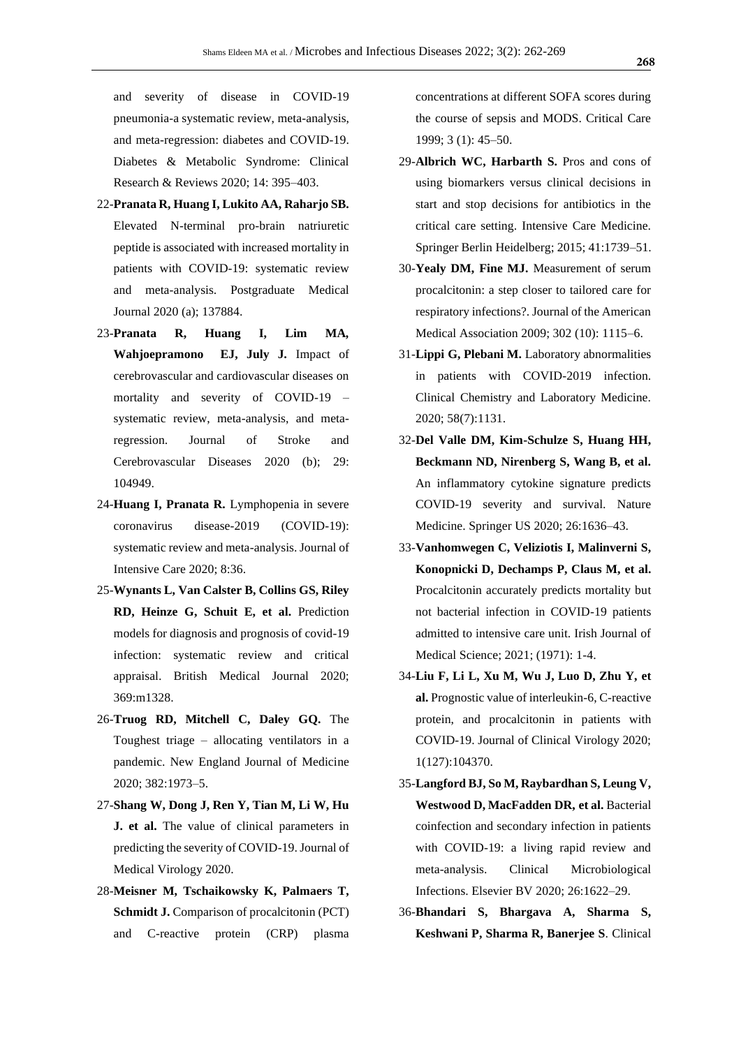and severity of disease in COVID-19 pneumonia-a systematic review, meta-analysis, and meta-regression: diabetes and COVID-19. Diabetes & Metabolic Syndrome: Clinical Research & Reviews 2020; 14: 395–403.

22-**Pranata R, Huang I, Lukito AA, Raharjo SB.** Elevated N-terminal pro-brain natriuretic peptide is associated with increased mortality in patients with COVID-19: systematic review and meta-analysis. Postgraduate Medical Journal 2020 (a); 137884.

23-**Pranata R, Huang I, Lim MA, Wahjoepramono EJ, July J.** Impact of cerebrovascular and cardiovascular diseases on mortality and severity of COVID-19 – systematic review, meta-analysis, and meta-regression. Journal of Stroke and Cerebrovascular Diseases 2020 (b); 29: 104949.

24-**Huang I, Pranata R.** Lymphopenia in severe coronavirus disease-2019 (COVID-19): systematic review and meta-analysis. Journal of Intensive Care 2020; 8:36.

25-**Wynants L, Van Calster B, Collins GS, Riley RD, Heinze G, Schuit E, et al.** Prediction models for diagnosis and prognosis of covid-19 infection: systematic review and critical appraisal. British Medical Journal 2020; 369:m1328.

26-**Truog RD, Mitchell C, Daley GQ.** The Toughest triage – allocating ventilators in a pandemic. New England Journal of Medicine 2020; 382:1973–5.

27-**Shang W, Dong J, Ren Y, Tian M, Li W, Hu J. et al.** The value of clinical parameters in predicting the severity of COVID-19. Journal of Medical Virology 2020.

28-**Meisner M, Tschaikowsky K, Palmaers T, Schmidt J.** Comparison of procalcitonin (PCT) and C-reactive protein (CRP) plasma concentrations at different SOFA scores during the course of sepsis and MODS. Critical Care 1999; 3 (1): 45–50.

29-**Albrich WC, Harbarth S.** Pros and cons of using biomarkers versus clinical decisions in start and stop decisions for antibiotics in the critical care setting. Intensive Care Medicine. Springer Berlin Heidelberg; 2015; 41:1739–51.

30-**Yealy DM, Fine MJ.** Measurement of serum procalcitonin: a step closer to tailored care for respiratory infections?. Journal of the American Medical Association 2009; 302 (10): 1115–6.

31-**Lippi G, Plebani M.** Laboratory abnormalities in patients with COVID-2019 infection. Clinical Chemistry and Laboratory Medicine. 2020; 58(7):1131.

32-**Del Valle DM, Kim-Schulze S, Huang HH, Beckmann ND, Nirenberg S, Wang B, et al.** An inflammatory cytokine signature predicts COVID-19 severity and survival. Nature Medicine. Springer US 2020; 26:1636–43.

33-**Vanhomwegen C, Veliziotis I, Malinverni S, Konopnicki D, Dechamps P, Claus M, et al.** Procalcitonin accurately predicts mortality but not bacterial infection in COVID-19 patients admitted to intensive care unit. Irish Journal of Medical Science; 2021; (1971): 1-4.

34-**Liu F, Li L, Xu M, Wu J, Luo D, Zhu Y, et al.** Prognostic value of interleukin-6, C-reactive protein, and procalcitonin in patients with COVID-19. Journal of Clinical Virology 2020; 1(127):104370.

35-**Langford BJ, So M, Raybardhan S, Leung V, Westwood D, MacFadden DR, et al.** Bacterial coinfection and secondary infection in patients with COVID-19: a living rapid review and meta-analysis. Clinical Microbiological Infections. Elsevier BV 2020; 26:1622–29.

36-**Bhandari S, Bhargava A, Sharma S, Keshwani P, Sharma R, Banerjee S**. Clinical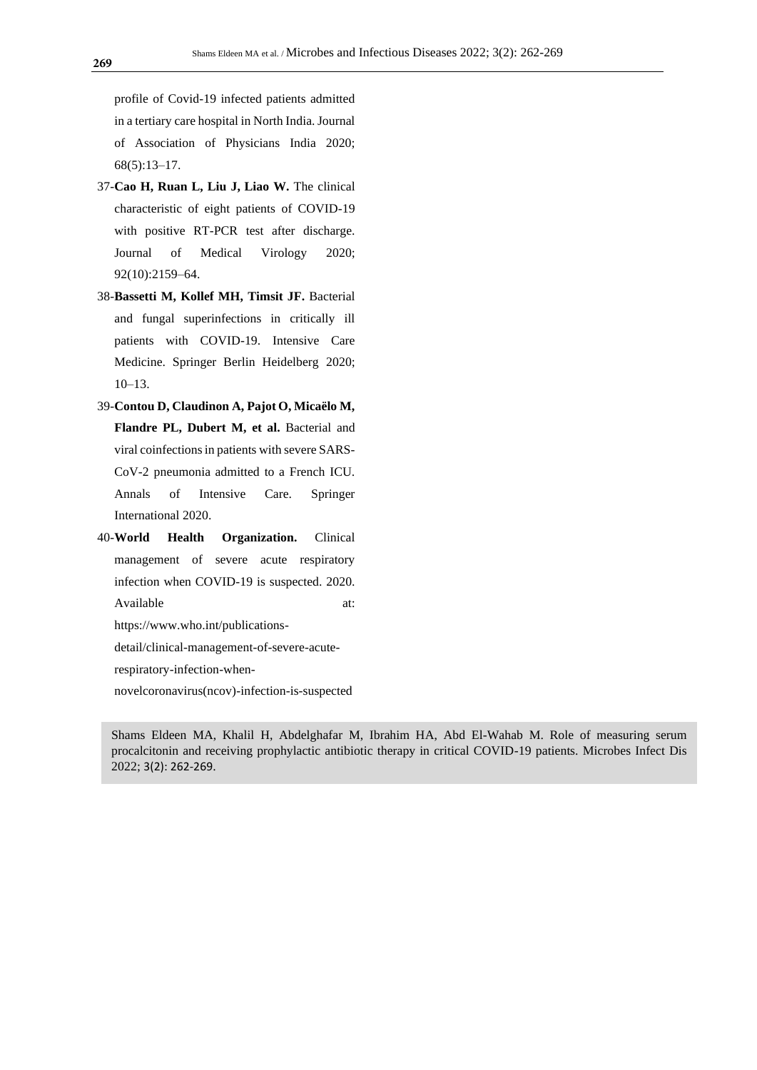profile of Covid-19 infected patients admitted in a tertiary care hospital in North India. Journal of Association of Physicians India 2020; 68(5):13–17.

37-**Cao H, Ruan L, Liu J, Liao W.** The clinical characteristic of eight patients of COVID-19 with positive RT-PCR test after discharge. Journal of Medical Virology 2020; 92(10):2159–64.

38-**Bassetti M, Kollef MH, Timsit JF.** Bacterial and fungal superinfections in critically ill patients with COVID-19. Intensive Care Medicine. Springer Berlin Heidelberg 2020; 10–13.

39-**Contou D, Claudinon A, Pajot O, Micaëlo M, Flandre PL, Dubert M, et al.** Bacterial and viral coinfections in patients with severe SARS-CoV-2 pneumonia admitted to a French ICU. Annals of Intensive Care. Springer International 2020.

40-**World Health Organization.** Clinical management of severe acute respiratory infection when COVID-19 is suspected. 2020. Available at: https://www.who.int/publications-detail/clinical-management-of-severe-acute-respiratory-infection-when-novelcoronavirus(ncov)-infection-is-suspected

Shams Eldeen MA, Khalil H, Abdelghafar M, Ibrahim HA, Abd El-Wahab M. Role of measuring serum procalcitonin and receiving prophylactic antibiotic therapy in critical COVID-19 patients. Microbes Infect Dis 2022; 3(2): 262-269.